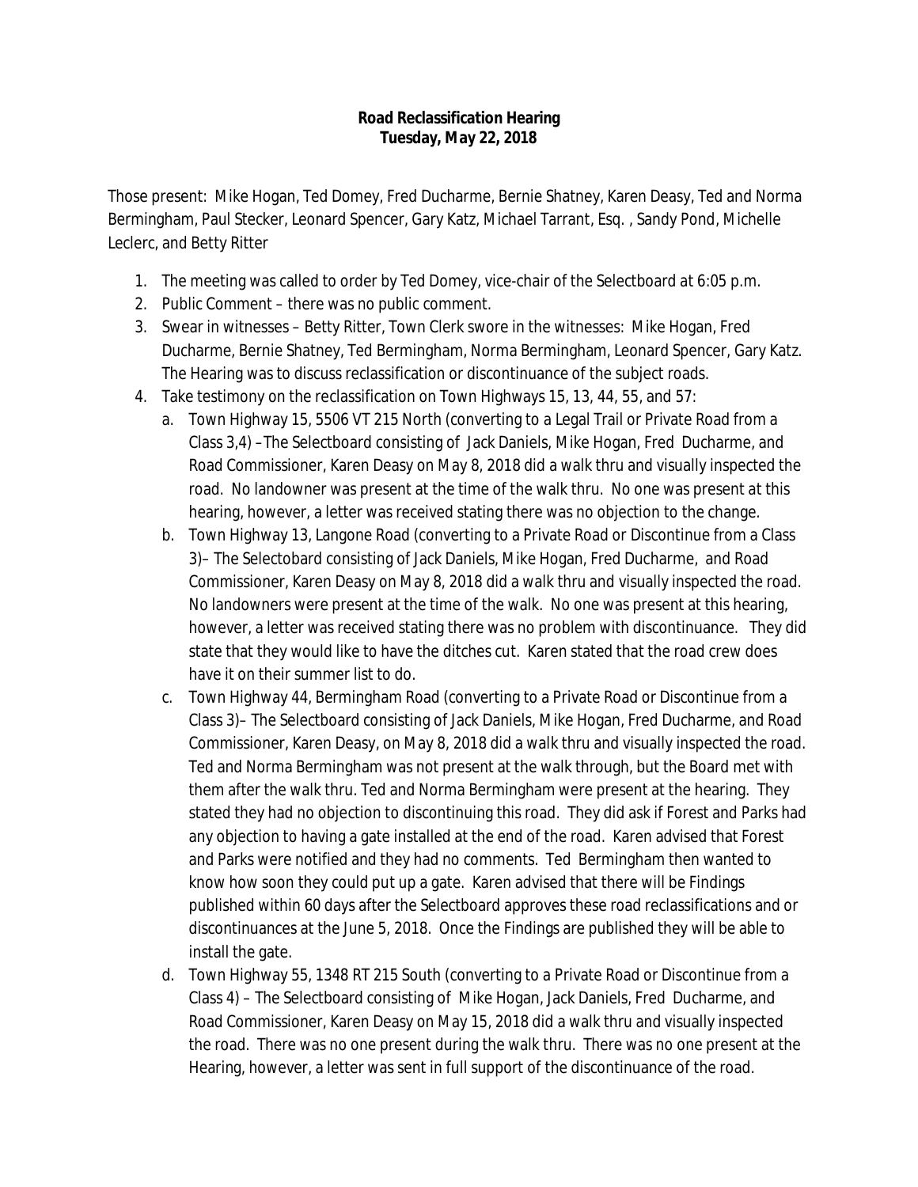**Road Reclassification Hearing**
**Tuesday, May 22, 2018**

Those present: Mike Hogan, Ted Domey, Fred Ducharme, Bernie Shatney, Karen Deasy, Ted and Norma Bermingham, Paul Stecker, Leonard Spencer, Gary Katz, Michael Tarrant, Esq. , Sandy Pond, Michelle Leclerc, and Betty Ritter

1. The meeting was called to order by Ted Domey, vice-chair of the Selectboard at 6:05 p.m.
2. Public Comment – there was no public comment.
3. Swear in witnesses – Betty Ritter, Town Clerk swore in the witnesses: Mike Hogan, Fred Ducharme, Bernie Shatney, Ted Bermingham, Norma Bermingham, Leonard Spencer, Gary Katz. The Hearing was to discuss reclassification or discontinuance of the subject roads.
4. Take testimony on the reclassification on Town Highways 15, 13, 44, 55, and 57:
   a. Town Highway 15, 5506 VT 215 North (converting to a Legal Trail or Private Road from a Class 3,4) –The Selectboard consisting of Jack Daniels, Mike Hogan, Fred Ducharme, and Road Commissioner, Karen Deasy on May 8, 2018 did a walk thru and visually inspected the road. No landowner was present at the time of the walk thru. No one was present at this hearing, however, a letter was received stating there was no objection to the change.
   b. Town Highway 13, Langone Road (converting to a Private Road or Discontinue from a Class 3)– The Selectobard consisting of Jack Daniels, Mike Hogan, Fred Ducharme, and Road Commissioner, Karen Deasy on May 8, 2018 did a walk thru and visually inspected the road. No landowners were present at the time of the walk. No one was present at this hearing, however, a letter was received stating there was no problem with discontinuance. They did state that they would like to have the ditches cut. Karen stated that the road crew does have it on their summer list to do.
   c. Town Highway 44, Bermingham Road (converting to a Private Road or Discontinue from a Class 3)– The Selectboard consisting of Jack Daniels, Mike Hogan, Fred Ducharme, and Road Commissioner, Karen Deasy, on May 8, 2018 did a walk thru and visually inspected the road. Ted and Norma Bermingham was not present at the walk through, but the Board met with them after the walk thru. Ted and Norma Bermingham were present at the hearing. They stated they had no objection to discontinuing this road. They did ask if Forest and Parks had any objection to having a gate installed at the end of the road. Karen advised that Forest and Parks were notified and they had no comments. Ted Bermingham then wanted to know how soon they could put up a gate. Karen advised that there will be Findings published within 60 days after the Selectboard approves these road reclassifications and or discontinuances at the June 5, 2018. Once the Findings are published they will be able to install the gate.
   d. Town Highway 55, 1348 RT 215 South (converting to a Private Road or Discontinue from a Class 4) – The Selectboard consisting of Mike Hogan, Jack Daniels, Fred Ducharme, and Road Commissioner, Karen Deasy on May 15, 2018 did a walk thru and visually inspected the road. There was no one present during the walk thru. There was no one present at the Hearing, however, a letter was sent in full support of the discontinuance of the road.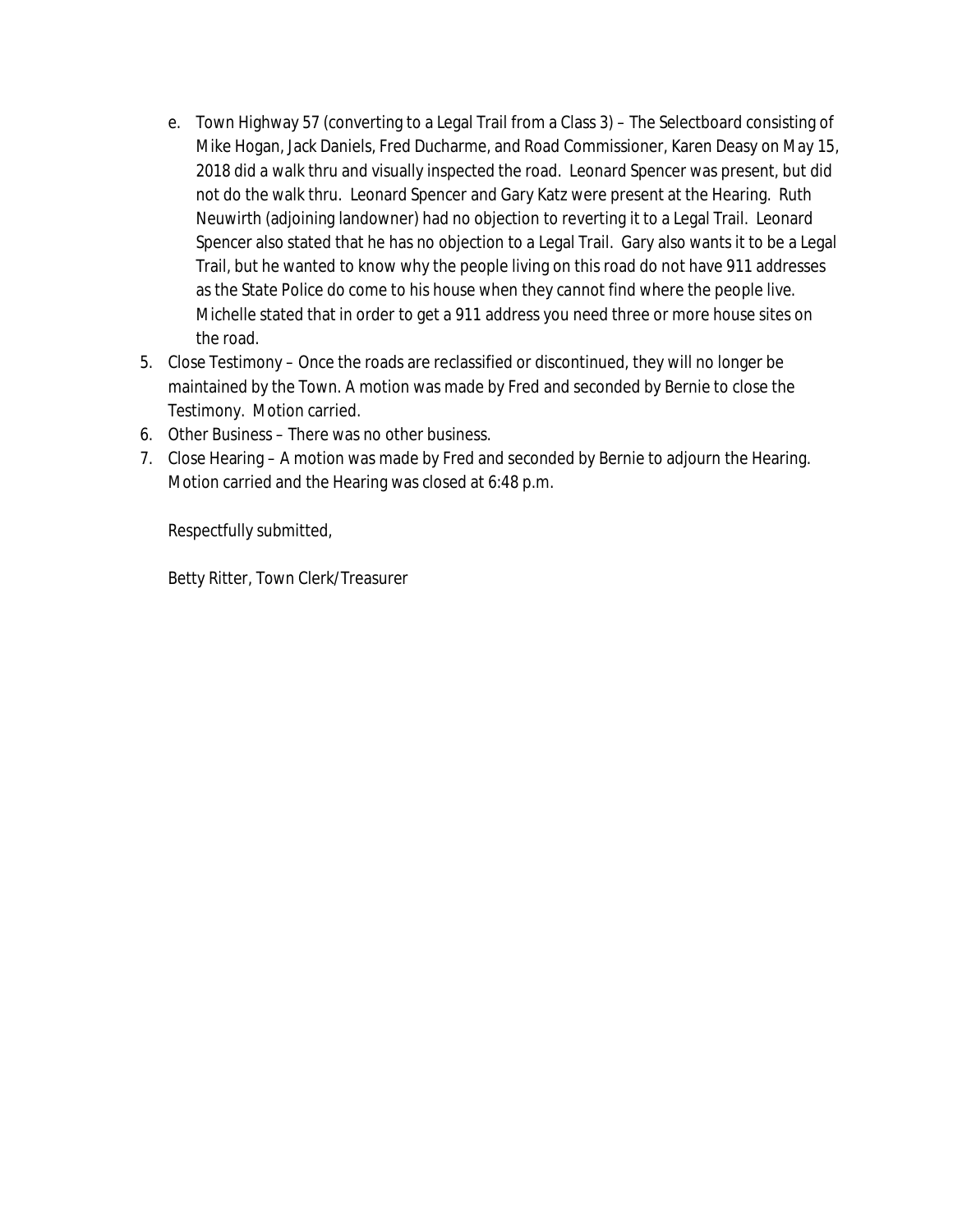e. Town Highway 57 (converting to a Legal Trail from a Class 3) – The Selectboard consisting of Mike Hogan, Jack Daniels, Fred Ducharme, and Road Commissioner, Karen Deasy on May 15, 2018 did a walk thru and visually inspected the road. Leonard Spencer was present, but did not do the walk thru. Leonard Spencer and Gary Katz were present at the Hearing. Ruth Neuwirth (adjoining landowner) had no objection to reverting it to a Legal Trail. Leonard Spencer also stated that he has no objection to a Legal Trail. Gary also wants it to be a Legal Trail, but he wanted to know why the people living on this road do not have 911 addresses as the State Police do come to his house when they cannot find where the people live. Michelle stated that in order to get a 911 address you need three or more house sites on the road.

5. Close Testimony – Once the roads are reclassified or discontinued, they will no longer be maintained by the Town. A motion was made by Fred and seconded by Bernie to close the Testimony. Motion carried.
6. Other Business – There was no other business.
7. Close Hearing – A motion was made by Fred and seconded by Bernie to adjourn the Hearing. Motion carried and the Hearing was closed at 6:48 p.m.

Respectfully submitted,

Betty Ritter, Town Clerk/Treasurer